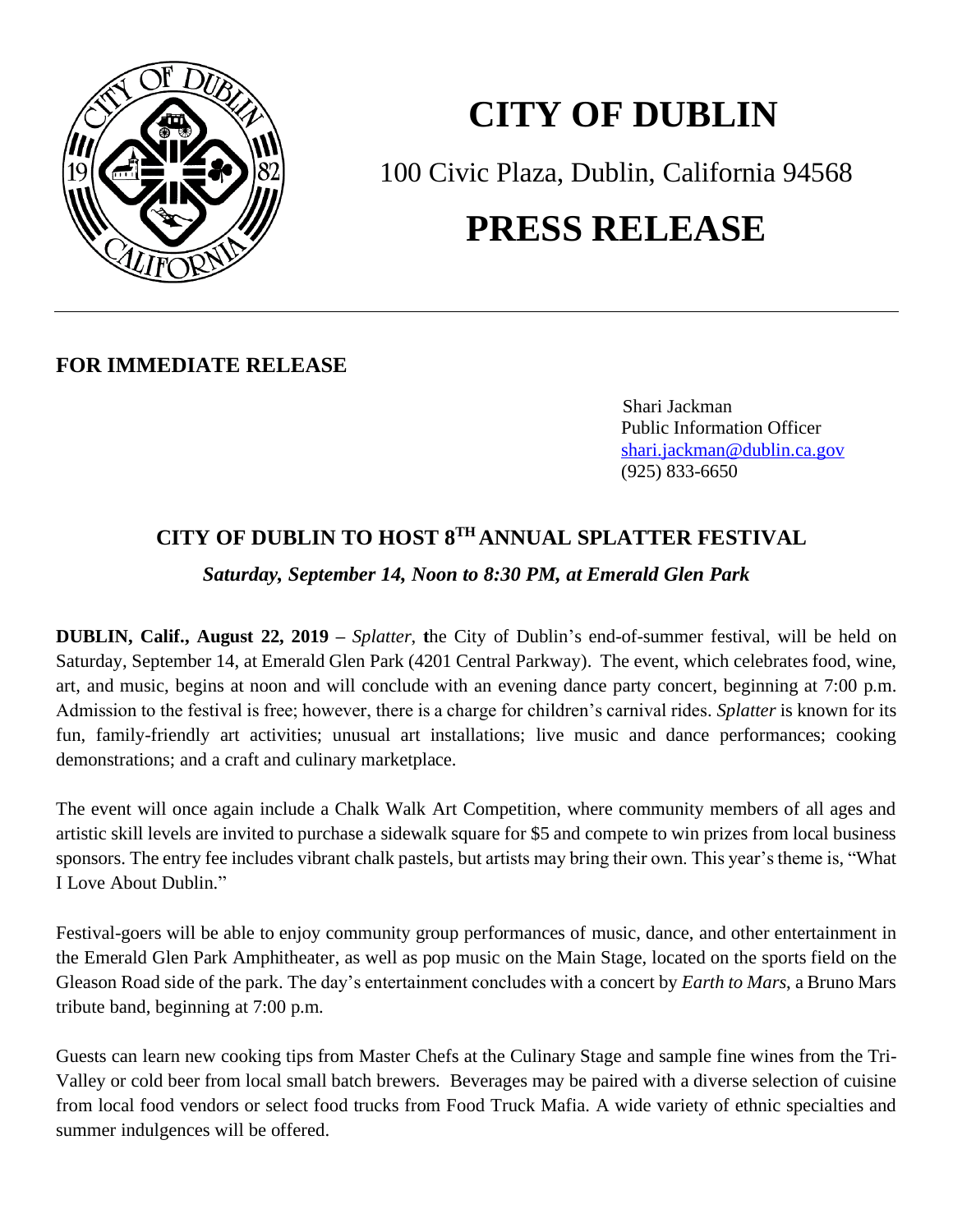# CITY OF DUBLIN

100 Civic Plaza, Dublin, California 94568

# PRESS RELEASE

---

**FOR IMMEDIATE RELEASE**

Shari Jackman
Public Information Officer
shari.jackman@dublin.ca.gov
(925) 833-6650

## CITY OF DUBLIN TO HOST 8TH ANNUAL SPLATTER FESTIVAL

***Saturday, September 14, Noon to 8:30 PM, at Emerald Glen Park***

**DUBLIN, Calif., August 22, 2019 –** *Splatter*, the City of Dublin's end-of-summer festival, will be held on Saturday, September 14, at Emerald Glen Park (4201 Central Parkway). The event, which celebrates food, wine, art, and music, begins at noon and will conclude with an evening dance party concert, beginning at 7:00 p.m. Admission to the festival is free; however, there is a charge for children's carnival rides. *Splatter* is known for its fun, family-friendly art activities; unusual art installations; live music and dance performances; cooking demonstrations; and a craft and culinary marketplace.

The event will once again include a Chalk Walk Art Competition, where community members of all ages and artistic skill levels are invited to purchase a sidewalk square for $5 and compete to win prizes from local business sponsors. The entry fee includes vibrant chalk pastels, but artists may bring their own. This year's theme is, "What I Love About Dublin."

Festival-goers will be able to enjoy community group performances of music, dance, and other entertainment in the Emerald Glen Park Amphitheater, as well as pop music on the Main Stage, located on the sports field on the Gleason Road side of the park. The day's entertainment concludes with a concert by *Earth to Mars*, a Bruno Mars tribute band, beginning at 7:00 p.m.

Guests can learn new cooking tips from Master Chefs at the Culinary Stage and sample fine wines from the Tri-Valley or cold beer from local small batch brewers. Beverages may be paired with a diverse selection of cuisine from local food vendors or select food trucks from Food Truck Mafia. A wide variety of ethnic specialties and summer indulgences will be offered.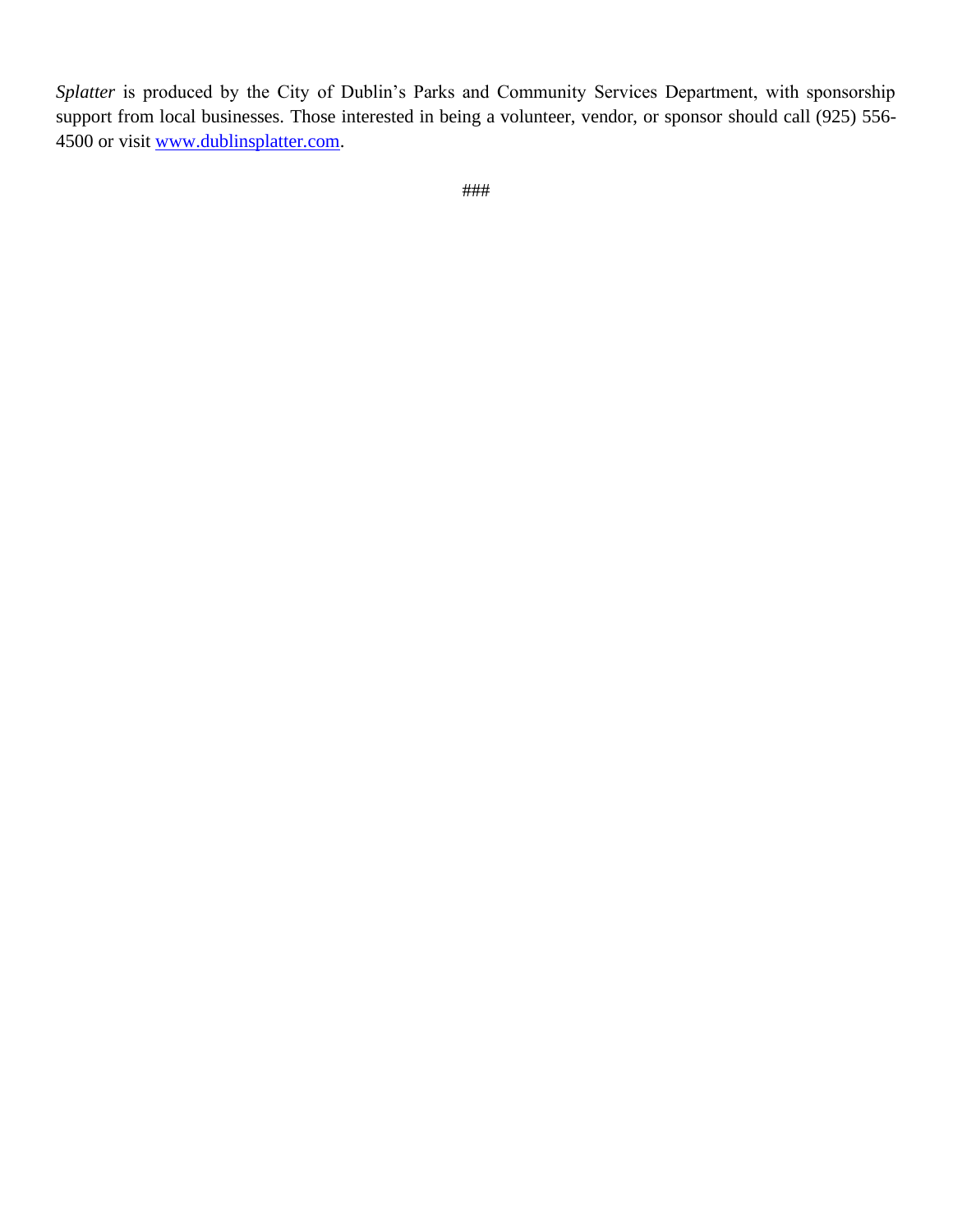*Splatter* is produced by the City of Dublin's Parks and Community Services Department, with sponsorship support from local businesses. Those interested in being a volunteer, vendor, or sponsor should call (925) 556-4500 or visit www.dublinsplatter.com.

###